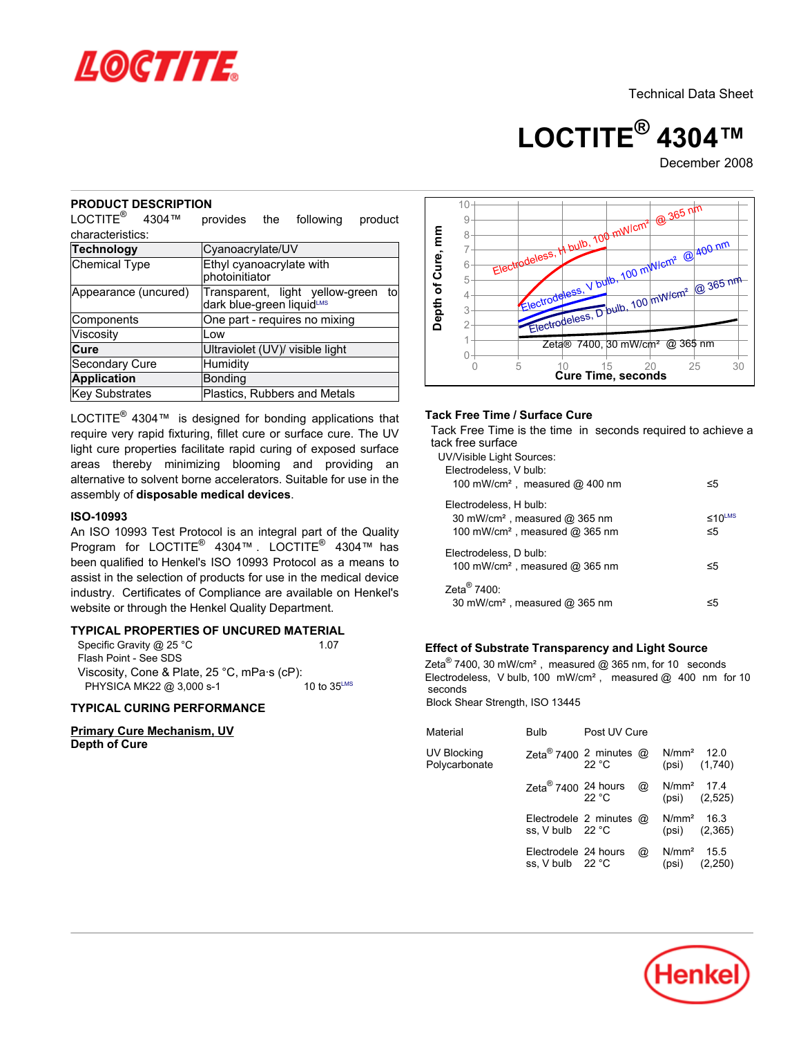Technical Data Sheet

# LOCTITE® 4304™

December 2008

## PRODUCT DESCRIPTION

LOCTITE® 4304™ provides the following product characteristics:

| | |
|---|---|
| **Technology** | Cyanoacrylate/UV |
| Chemical Type | Ethyl cyanoacrylate with photoinitiator |
| Appearance (uncured) | Transparent, light yellow-green to dark blue-green liquid[LMS] |
| Components | One part - requires no mixing |
| Viscosity | Low |
| **Cure** | Ultraviolet (UV)/ visible light |
| Secondary Cure | Humidity |
| **Application** | Bonding |
| Key Substrates | Plastics, Rubbers and Metals |

LOCTITE® 4304™ is designed for bonding applications that require very rapid fixturing, fillet cure or surface cure. The UV light cure properties facilitate rapid curing of exposed surface areas thereby minimizing blooming and providing an alternative to solvent borne accelerators. Suitable for use in the assembly of **disposable medical devices**.

### ISO-10993

An ISO 10993 Test Protocol is an integral part of the Quality Program for LOCTITE® 4304™. LOCTITE® 4304™ has been qualified to Henkel's ISO 10993 Protocol as a means to assist in the selection of products for use in the medical device industry. Certificates of Compliance are available on Henkel's website or through the Henkel Quality Department.

## TYPICAL PROPERTIES OF UNCURED MATERIAL

Specific Gravity @ 25 °C 1.07

Flash Point - See SDS

Viscosity, Cone & Plate, 25 °C, mPa·s (cP):

PHYSICA MK22 @ 3,000 s-1 10 to 35[LMS]

## TYPICAL CURING PERFORMANCE

**Primary Cure Mechanism, UV**

**Depth of Cure**

Depth of Cure, mm vs. Cure Time, seconds (curves: Electrodeless, H bulb, 100 mW/cm² @ 365 nm; Electrodeless, V bulb, 100 mW/cm² @ 400 nm; Electrodeless, D bulb, 100 mW/cm² @ 365 nm; Zeta® 7400, 30 mW/cm² @ 365 nm)

### Tack Free Time / Surface Cure

Tack Free Time is the time in seconds required to achieve a tack free surface

UV/Visible Light Sources:

Electrodeless, V bulb:
- 100 mW/cm², measured @ 400 nm ≤5

Electrodeless, H bulb:
- 30 mW/cm², measured @ 365 nm ≤10[LMS]
- 100 mW/cm², measured @ 365 nm ≤5

Electrodeless, D bulb:
- 100 mW/cm², measured @ 365 nm ≤5

Zeta® 7400:
- 30 mW/cm², measured @ 365 nm ≤5

### Effect of Substrate Transparency and Light Source

Zeta® 7400, 30 mW/cm², measured @ 365 nm, for 10 seconds

Electrodeless, V bulb, 100 mW/cm², measured @ 400 nm for 10 seconds

Block Shear Strength, ISO 13445

| Material | Bulb | Post UV Cure | | |
|---|---|---|---|---|
| UV Blocking Polycarbonate | Zeta® 7400 | 2 minutes @ 22 °C | N/mm² (psi) | 12.0 (1,740) |
| | Zeta® 7400 | 24 hours @ 22 °C | N/mm² (psi) | 17.4 (2,525) |
| | Electrodeless, V bulb | 2 minutes @ 22 °C | N/mm² (psi) | 16.3 (2,365) |
| | Electrodeless, V bulb | 24 hours @ 22 °C | N/mm² (psi) | 15.5 (2,250) |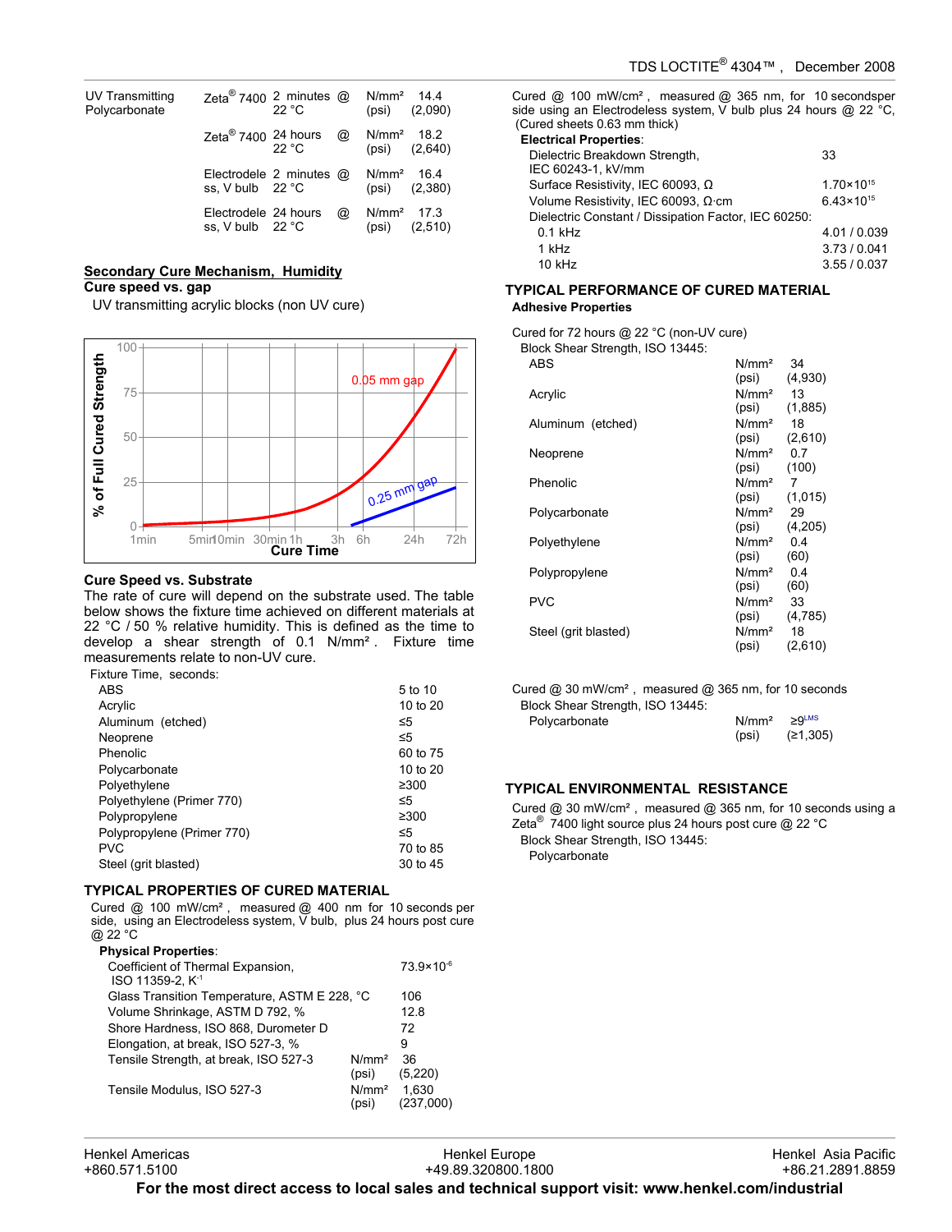| | | | | |
|---|---|---|---|---|
| UV Transmitting Polycarbonate | Zeta® 7400 | 2 minutes @ 22 °C | N/mm² (psi) | 14.4 (2,090) |
| | Zeta® 7400 | 24 hours @ 22 °C | N/mm² (psi) | 18.2 (2,640) |
| | Electrodeless, V bulb | 2 minutes @ 22 °C | N/mm² (psi) | 16.4 (2,380) |
| | Electrodeless, V bulb | 24 hours @ 22 °C | N/mm² (psi) | 17.3 (2,510) |

## Secondary Cure Mechanism, Humidity

**Cure speed vs. gap**

UV transmitting acrylic blocks (non UV cure)

[Chart: % of Full Cured Strength (0–100) vs. Cure Time (1min, 5min, 10min, 30min, 1h, 3h, 6h, 24h, 72h); curves for 0.05 mm gap and 0.25 mm gap]

**Cure Speed vs. Substrate**

The rate of cure will depend on the substrate used. The table below shows the fixture time achieved on different materials at 22 °C / 50 % relative humidity. This is defined as the time to develop a shear strength of 0.1 N/mm². Fixture time measurements relate to non-UV cure.

| Fixture Time, seconds: | |
|---|---|
| ABS | 5 to 10 |
| Acrylic | 10 to 20 |
| Aluminum (etched) | ≤5 |
| Neoprene | ≤5 |
| Phenolic | 60 to 75 |
| Polycarbonate | 10 to 20 |
| Polyethylene | ≥300 |
| Polyethylene (Primer 770) | ≤5 |
| Polypropylene | ≥300 |
| Polypropylene (Primer 770) | ≤5 |
| PVC | 70 to 85 |
| Steel (grit blasted) | 30 to 45 |

## TYPICAL PROPERTIES OF CURED MATERIAL

Cured @ 100 mW/cm², measured @ 400 nm for 10 seconds per side, using an Electrodeless system, V bulb, plus 24 hours post cure @ 22 °C

**Physical Properties**:

| | | |
|---|---|---|
| Coefficient of Thermal Expansion, ISO 11359-2, $K^{-1}$ | | $73.9 \times 10^{-6}$ |
| Glass Transition Temperature, ASTM E 228, °C | | 106 |
| Volume Shrinkage, ASTM D 792, % | | 12.8 |
| Shore Hardness, ISO 868, Durometer D | | 72 |
| Elongation, at break, ISO 527-3, % | | 9 |
| Tensile Strength, at break, ISO 527-3 | N/mm² (psi) | 36 (5,220) |
| Tensile Modulus, ISO 527-3 | N/mm² (psi) | 1,630 (237,000) |

Cured @ 100 mW/cm², measured @ 365 nm, for 10 secondsper side using an Electrodeless system, V bulb plus 24 hours @ 22 °C, (Cured sheets 0.63 mm thick)

**Electrical Properties**:

| | |
|---|---|
| Dielectric Breakdown Strength, IEC 60243-1, kV/mm | 33 |
| Surface Resistivity, IEC 60093, Ω | $1.70 \times 10^{15}$ |
| Volume Resistivity, IEC 60093, Ω·cm | $6.43 \times 10^{15}$ |
| Dielectric Constant / Dissipation Factor, IEC 60250: | |
| 0.1 kHz | 4.01 / 0.039 |
| 1 kHz | 3.73 / 0.041 |
| 10 kHz | 3.55 / 0.037 |

## TYPICAL PERFORMANCE OF CURED MATERIAL

**Adhesive Properties**

Cured for 72 hours @ 22 °C (non-UV cure)

Block Shear Strength, ISO 13445:

| | | |
|---|---|---|
| ABS | N/mm² (psi) | 34 (4,930) |
| Acrylic | N/mm² (psi) | 13 (1,885) |
| Aluminum (etched) | N/mm² (psi) | 18 (2,610) |
| Neoprene | N/mm² (psi) | 0.7 (100) |
| Phenolic | N/mm² (psi) | 7 (1,015) |
| Polycarbonate | N/mm² (psi) | 29 (4,205) |
| Polyethylene | N/mm² (psi) | 0.4 (60) |
| Polypropylene | N/mm² (psi) | 0.4 (60) |
| PVC | N/mm² (psi) | 33 (4,785) |
| Steel (grit blasted) | N/mm² (psi) | 18 (2,610) |

Cured @ 30 mW/cm², measured @ 365 nm, for 10 seconds

Block Shear Strength, ISO 13445:

| | | |
|---|---|---|
| Polycarbonate | N/mm² (psi) | ≥9[LMS] (≥1,305) |

## TYPICAL ENVIRONMENTAL RESISTANCE

Cured @ 30 mW/cm², measured @ 365 nm, for 10 seconds using a Zeta® 7400 light source plus 24 hours post cure @ 22 °C

Block Shear Strength, ISO 13445:

Polycarbonate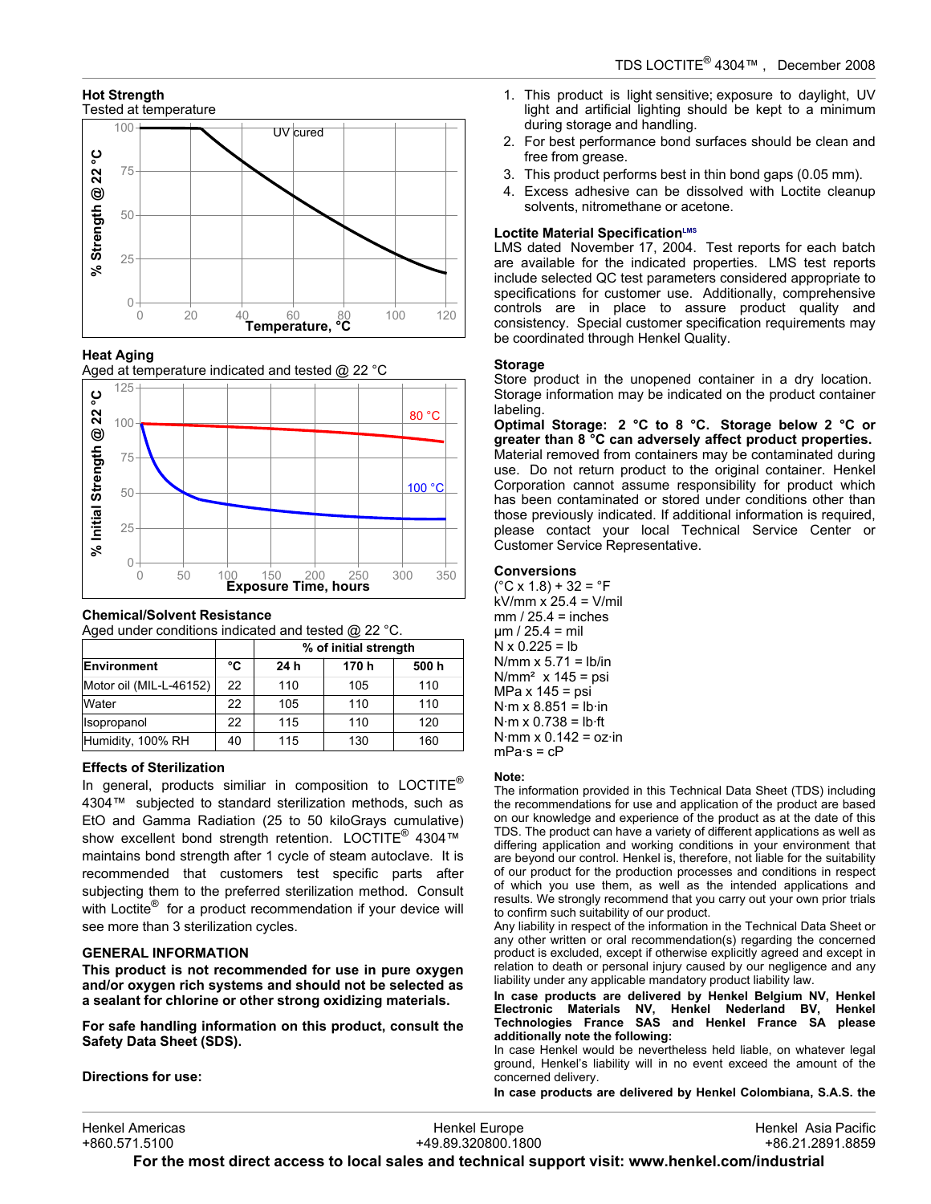### Hot Strength

Tested at temperature

### Heat Aging

Aged at temperature indicated and tested @ 22 °C

### Chemical/Solvent Resistance

Aged under conditions indicated and tested @ 22 °C.

| | | % of initial strength | | |
|---|---|---|---|---|
| **Environment** | **°C** | **24 h** | **170 h** | **500 h** |
| Motor oil (MIL-L-46152) | 22 | 110 | 105 | 110 |
| Water | 22 | 105 | 110 | 110 |
| Isopropanol | 22 | 115 | 110 | 120 |
| Humidity, 100% RH | 40 | 115 | 130 | 160 |

### Effects of Sterilization

In general, products similiar in composition to LOCTITE® 4304™ subjected to standard sterilization methods, such as EtO and Gamma Radiation (25 to 50 kiloGrays cumulative) show excellent bond strength retention. LOCTITE® 4304™ maintains bond strength after 1 cycle of steam autoclave. It is recommended that customers test specific parts after subjecting them to the preferred sterilization method. Consult with Loctite® for a product recommendation if your device will see more than 3 sterilization cycles.

## GENERAL INFORMATION

**This product is not recommended for use in pure oxygen and/or oxygen rich systems and should not be selected as a sealant for chlorine or other strong oxidizing materials.**

**For safe handling information on this product, consult the Safety Data Sheet (SDS).**

**Directions for use:**

1. This product is light sensitive; exposure to daylight, UV light and artificial lighting should be kept to a minimum during storage and handling.
2. For best performance bond surfaces should be clean and free from grease.
3. This product performs best in thin bond gaps (0.05 mm).
4. Excess adhesive can be dissolved with Loctite cleanup solvents, nitromethane or acetone.

### Loctite Material Specification[LMS]

LMS dated November 17, 2004. Test reports for each batch are available for the indicated properties. LMS test reports include selected QC test parameters considered appropriate to specifications for customer use. Additionally, comprehensive controls are in place to assure product quality and consistency. Special customer specification requirements may be coordinated through Henkel Quality.

### Storage

Store product in the unopened container in a dry location. Storage information may be indicated on the product container labeling.

**Optimal Storage: 2 °C to 8 °C. Storage below 2 °C or greater than 8 °C can adversely affect product properties.** Material removed from containers may be contaminated during use. Do not return product to the original container. Henkel Corporation cannot assume responsibility for product which has been contaminated or stored under conditions other than those previously indicated. If additional information is required, please contact your local Technical Service Center or Customer Service Representative.

### Conversions

(°C x 1.8) + 32 = °F
kV/mm x 25.4 = V/mil
mm / 25.4 = inches
µm / 25.4 = mil
N x 0.225 = lb
N/mm x 5.71 = lb/in
N/mm² x 145 = psi
MPa x 145 = psi
N·m x 8.851 = lb·in
N·m x 0.738 = lb·ft
N·mm x 0.142 = oz·in
mPa·s = cP

### Note:

The information provided in this Technical Data Sheet (TDS) including the recommendations for use and application of the product are based on our knowledge and experience of the product as at the date of this TDS. The product can have a variety of different applications as well as differing application and working conditions in your environment that are beyond our control. Henkel is, therefore, not liable for the suitability of our product for the production processes and conditions in respect of which you use them, as well as the intended applications and results. We strongly recommend that you carry out your own prior trials to confirm such suitability of our product.

Any liability in respect of the information in the Technical Data Sheet or any other written or oral recommendation(s) regarding the concerned product is excluded, except if otherwise explicitly agreed and except in relation to death or personal injury caused by our negligence and any liability under any applicable mandatory product liability law.

**In case products are delivered by Henkel Belgium NV, Henkel Electronic Materials NV, Henkel Nederland BV, Henkel Technologies France SAS and Henkel France SA please additionally note the following:**

In case Henkel would be nevertheless held liable, on whatever legal ground, Henkel's liability will in no event exceed the amount of the concerned delivery.

**In case products are delivered by Henkel Colombiana, S.A.S. the**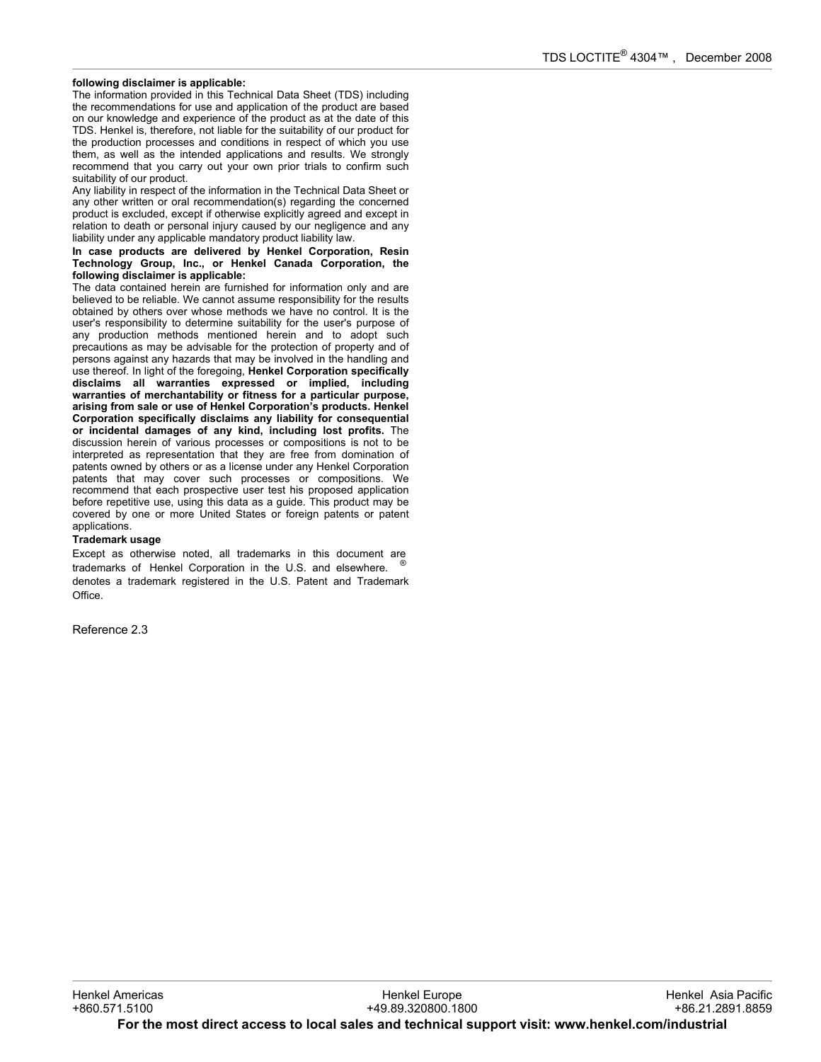**following disclaimer is applicable:**

The information provided in this Technical Data Sheet (TDS) including the recommendations for use and application of the product are based on our knowledge and experience of the product as at the date of this TDS. Henkel is, therefore, not liable for the suitability of our product for the production processes and conditions in respect of which you use them, as well as the intended applications and results. We strongly recommend that you carry out your own prior trials to confirm such suitability of our product.

Any liability in respect of the information in the Technical Data Sheet or any other written or oral recommendation(s) regarding the concerned product is excluded, except if otherwise explicitly agreed and except in relation to death or personal injury caused by our negligence and any liability under any applicable mandatory product liability law.

**In case products are delivered by Henkel Corporation, Resin Technology Group, Inc., or Henkel Canada Corporation, the following disclaimer is applicable:**

The data contained herein are furnished for information only and are believed to be reliable. We cannot assume responsibility for the results obtained by others over whose methods we have no control. It is the user's responsibility to determine suitability for the user's purpose of any production methods mentioned herein and to adopt such precautions as may be advisable for the protection of property and of persons against any hazards that may be involved in the handling and use thereof. In light of the foregoing, **Henkel Corporation specifically disclaims all warranties expressed or implied, including warranties of merchantability or fitness for a particular purpose, arising from sale or use of Henkel Corporation's products. Henkel Corporation specifically disclaims any liability for consequential or incidental damages of any kind, including lost profits.** The discussion herein of various processes or compositions is not to be interpreted as representation that they are free from domination of patents owned by others or as a license under any Henkel Corporation patents that may cover such processes or compositions. We recommend that each prospective user test his proposed application before repetitive use, using this data as a guide. This product may be covered by one or more United States or foreign patents or patent applications.

**Trademark usage**

Except as otherwise noted, all trademarks in this document are trademarks of Henkel Corporation in the U.S. and elsewhere. ® denotes a trademark registered in the U.S. Patent and Trademark Office.

Reference 2.3

Henkel Americas
+860.571.5100

Henkel Europe
+49.89.320800.1800

Henkel Asia Pacific
+86.21.2891.8859

**For the most direct access to local sales and technical support visit: www.henkel.com/industrial**